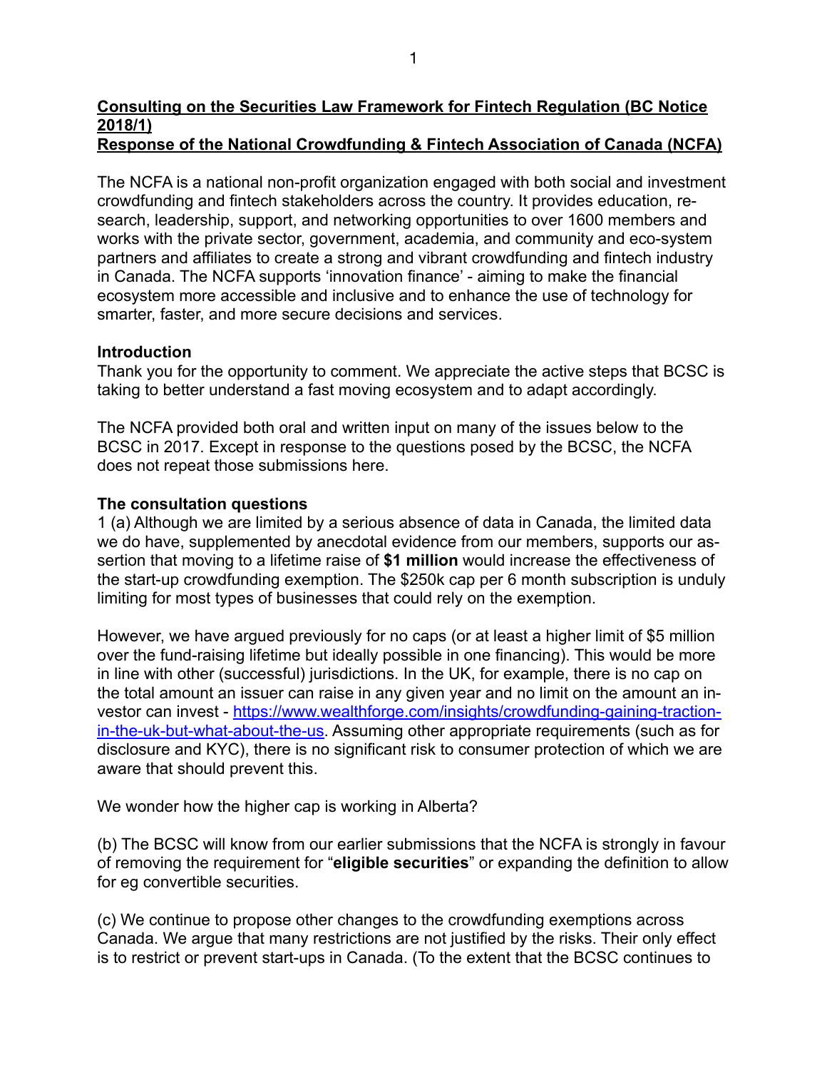## Consulting on the Securities Law Framework for Fintech Regulation (BC Notice 2018/1)

## Response of the National Crowdfunding & Fintech Association of Canada (NCFA)

The NCFA is a national non-profit organization engaged with both social and investment crowdfunding and fintech stakeholders across the country. It provides education, research, leadership, support, and networking opportunities to over 1600 members and works with the private sector, government, academia, and community and eco-system partners and affiliates to create a strong and vibrant crowdfunding and fintech industry in Canada. The NCFA supports 'innovation finance' - aiming to make the financial ecosystem more accessible and inclusive and to enhance the use of technology for smarter, faster, and more secure decisions and services.

**Introduction**

Thank you for the opportunity to comment. We appreciate the active steps that BCSC is taking to better understand a fast moving ecosystem and to adapt accordingly.

The NCFA provided both oral and written input on many of the issues below to the BCSC in 2017. Except in response to the questions posed by the BCSC, the NCFA does not repeat those submissions here.

**The consultation questions**

1 (a) Although we are limited by a serious absence of data in Canada, the limited data we do have, supplemented by anecdotal evidence from our members, supports our assertion that moving to a lifetime raise of **$1 million** would increase the effectiveness of the start-up crowdfunding exemption. The $250k cap per 6 month subscription is unduly limiting for most types of businesses that could rely on the exemption.

However, we have argued previously for no caps (or at least a higher limit of $5 million over the fund-raising lifetime but ideally possible in one financing). This would be more in line with other (successful) jurisdictions. In the UK, for example, there is no cap on the total amount an issuer can raise in any given year and no limit on the amount an investor can invest - https://www.wealthforge.com/insights/crowdfunding-gaining-traction-in-the-uk-but-what-about-the-us. Assuming other appropriate requirements (such as for disclosure and KYC), there is no significant risk to consumer protection of which we are aware that should prevent this.

We wonder how the higher cap is working in Alberta?

(b) The BCSC will know from our earlier submissions that the NCFA is strongly in favour of removing the requirement for "**eligible securities**" or expanding the definition to allow for eg convertible securities.

(c) We continue to propose other changes to the crowdfunding exemptions across Canada. We argue that many restrictions are not justified by the risks. Their only effect is to restrict or prevent start-ups in Canada. (To the extent that the BCSC continues to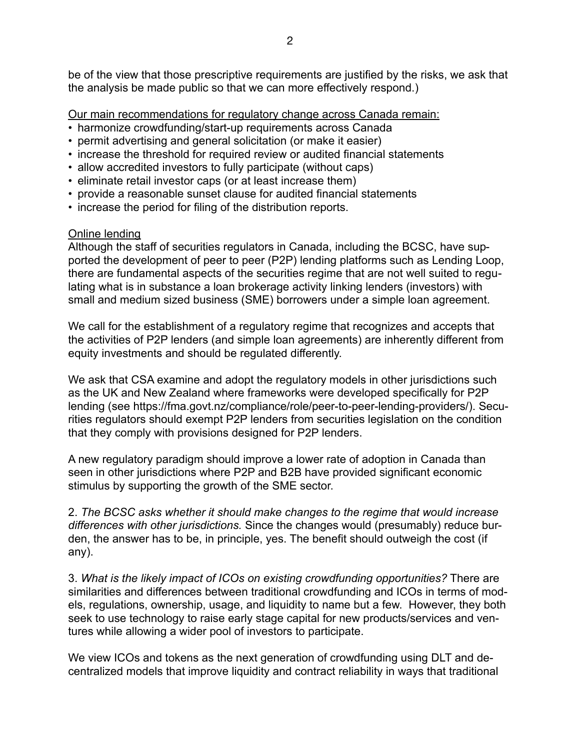be of the view that those prescriptive requirements are justified by the risks, we ask that the analysis be made public so that we can more effectively respond.)

Our main recommendations for regulatory change across Canada remain:

- harmonize crowdfunding/start-up requirements across Canada
- permit advertising and general solicitation (or make it easier)
- increase the threshold for required review or audited financial statements
- allow accredited investors to fully participate (without caps)
- eliminate retail investor caps (or at least increase them)
- provide a reasonable sunset clause for audited financial statements
- increase the period for filing of the distribution reports.

Online lending

Although the staff of securities regulators in Canada, including the BCSC, have supported the development of peer to peer (P2P) lending platforms such as Lending Loop, there are fundamental aspects of the securities regime that are not well suited to regulating what is in substance a loan brokerage activity linking lenders (investors) with small and medium sized business (SME) borrowers under a simple loan agreement.

We call for the establishment of a regulatory regime that recognizes and accepts that the activities of P2P lenders (and simple loan agreements) are inherently different from equity investments and should be regulated differently.

We ask that CSA examine and adopt the regulatory models in other jurisdictions such as the UK and New Zealand where frameworks were developed specifically for P2P lending (see https://fma.govt.nz/compliance/role/peer-to-peer-lending-providers/). Securities regulators should exempt P2P lenders from securities legislation on the condition that they comply with provisions designed for P2P lenders.

A new regulatory paradigm should improve a lower rate of adoption in Canada than seen in other jurisdictions where P2P and B2B have provided significant economic stimulus by supporting the growth of the SME sector.

2. *The BCSC asks whether it should make changes to the regime that would increase differences with other jurisdictions.* Since the changes would (presumably) reduce burden, the answer has to be, in principle, yes. The benefit should outweigh the cost (if any).

3. *What is the likely impact of ICOs on existing crowdfunding opportunities?* There are similarities and differences between traditional crowdfunding and ICOs in terms of models, regulations, ownership, usage, and liquidity to name but a few. However, they both seek to use technology to raise early stage capital for new products/services and ventures while allowing a wider pool of investors to participate.

We view ICOs and tokens as the next generation of crowdfunding using DLT and decentralized models that improve liquidity and contract reliability in ways that traditional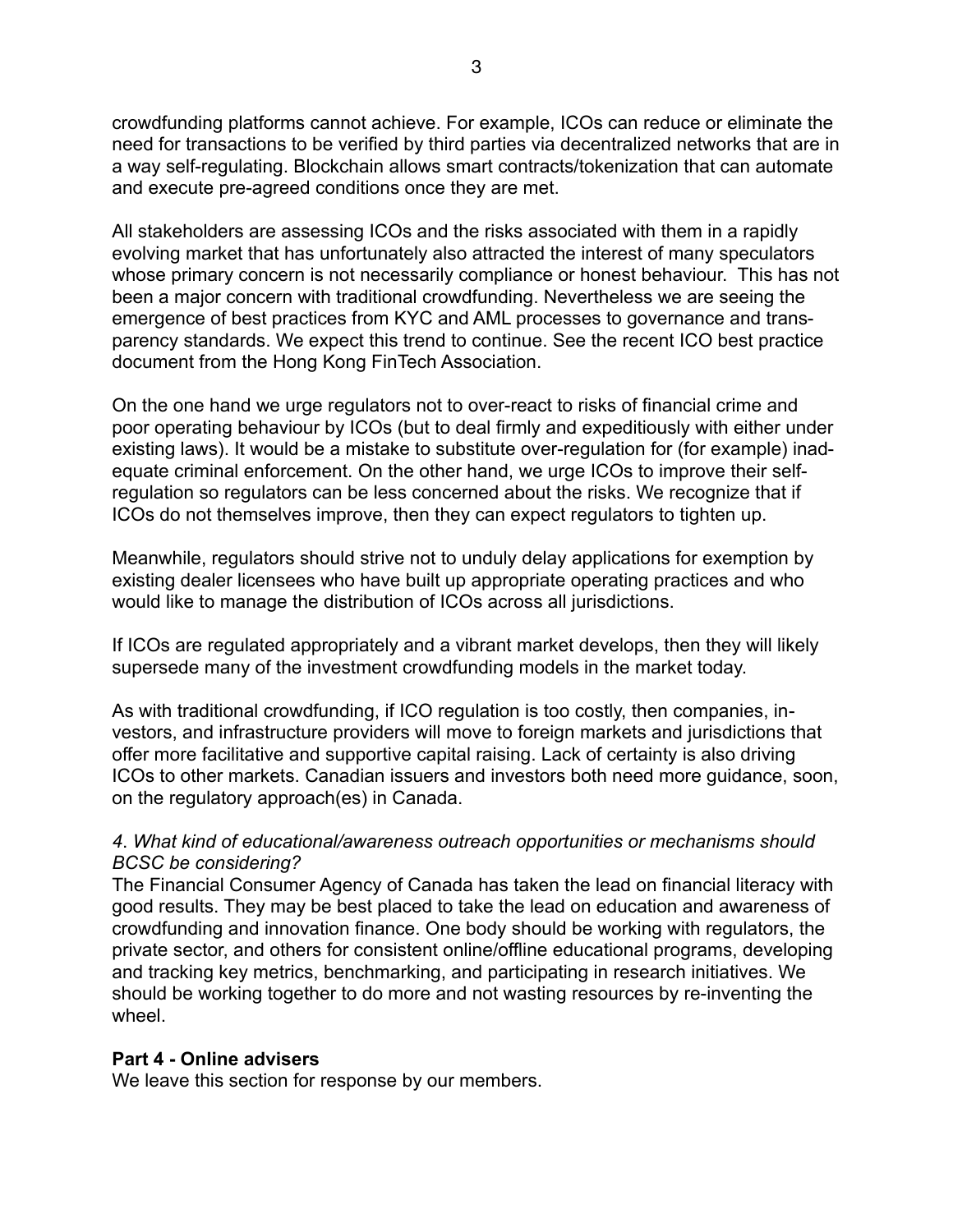crowdfunding platforms cannot achieve. For example, ICOs can reduce or eliminate the need for transactions to be verified by third parties via decentralized networks that are in a way self-regulating. Blockchain allows smart contracts/tokenization that can automate and execute pre-agreed conditions once they are met.

All stakeholders are assessing ICOs and the risks associated with them in a rapidly evolving market that has unfortunately also attracted the interest of many speculators whose primary concern is not necessarily compliance or honest behaviour. This has not been a major concern with traditional crowdfunding. Nevertheless we are seeing the emergence of best practices from KYC and AML processes to governance and transparency standards. We expect this trend to continue. See the recent ICO best practice document from the Hong Kong FinTech Association.

On the one hand we urge regulators not to over-react to risks of financial crime and poor operating behaviour by ICOs (but to deal firmly and expeditiously with either under existing laws). It would be a mistake to substitute over-regulation for (for example) inadequate criminal enforcement. On the other hand, we urge ICOs to improve their self-regulation so regulators can be less concerned about the risks. We recognize that if ICOs do not themselves improve, then they can expect regulators to tighten up.

Meanwhile, regulators should strive not to unduly delay applications for exemption by existing dealer licensees who have built up appropriate operating practices and who would like to manage the distribution of ICOs across all jurisdictions.

If ICOs are regulated appropriately and a vibrant market develops, then they will likely supersede many of the investment crowdfunding models in the market today.

As with traditional crowdfunding, if ICO regulation is too costly, then companies, investors, and infrastructure providers will move to foreign markets and jurisdictions that offer more facilitative and supportive capital raising. Lack of certainty is also driving ICOs to other markets. Canadian issuers and investors both need more guidance, soon, on the regulatory approach(es) in Canada.

*4. What kind of educational/awareness outreach opportunities or mechanisms should BCSC be considering?*

The Financial Consumer Agency of Canada has taken the lead on financial literacy with good results. They may be best placed to take the lead on education and awareness of crowdfunding and innovation finance. One body should be working with regulators, the private sector, and others for consistent online/offline educational programs, developing and tracking key metrics, benchmarking, and participating in research initiatives. We should be working together to do more and not wasting resources by re-inventing the wheel.

**Part 4 - Online advisers**

We leave this section for response by our members.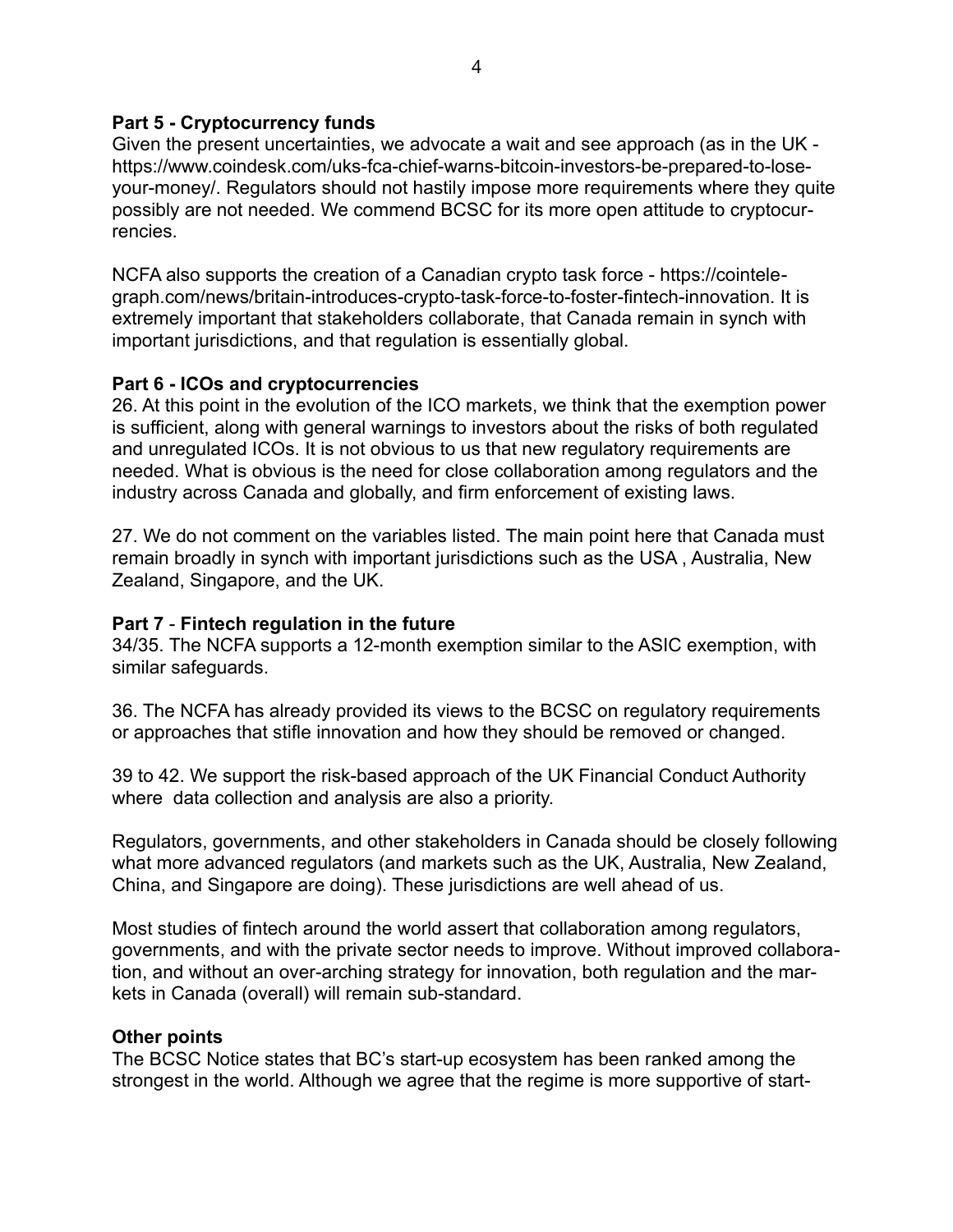**Part 5 - Cryptocurrency funds**

Given the present uncertainties, we advocate a wait and see approach (as in the UK - https://www.coindesk.com/uks-fca-chief-warns-bitcoin-investors-be-prepared-to-lose-your-money/. Regulators should not hastily impose more requirements where they quite possibly are not needed. We commend BCSC for its more open attitude to cryptocurrencies.

NCFA also supports the creation of a Canadian crypto task force - https://cointelegraph.com/news/britain-introduces-crypto-task-force-to-foster-fintech-innovation. It is extremely important that stakeholders collaborate, that Canada remain in synch with important jurisdictions, and that regulation is essentially global.

**Part 6 - ICOs and cryptocurrencies**

26. At this point in the evolution of the ICO markets, we think that the exemption power is sufficient, along with general warnings to investors about the risks of both regulated and unregulated ICOs. It is not obvious to us that new regulatory requirements are needed. What is obvious is the need for close collaboration among regulators and the industry across Canada and globally, and firm enforcement of existing laws.

27. We do not comment on the variables listed. The main point here that Canada must remain broadly in synch with important jurisdictions such as the USA , Australia, New Zealand, Singapore, and the UK.

**Part 7** - **Fintech regulation in the future**

34/35. The NCFA supports a 12-month exemption similar to the ASIC exemption, with similar safeguards.

36. The NCFA has already provided its views to the BCSC on regulatory requirements or approaches that stifle innovation and how they should be removed or changed.

39 to 42. We support the risk-based approach of the UK Financial Conduct Authority where data collection and analysis are also a priority.

Regulators, governments, and other stakeholders in Canada should be closely following what more advanced regulators (and markets such as the UK, Australia, New Zealand, China, and Singapore are doing). These jurisdictions are well ahead of us.

Most studies of fintech around the world assert that collaboration among regulators, governments, and with the private sector needs to improve. Without improved collaboration, and without an over-arching strategy for innovation, both regulation and the markets in Canada (overall) will remain sub-standard.

**Other points**

The BCSC Notice states that BC's start-up ecosystem has been ranked among the strongest in the world. Although we agree that the regime is more supportive of start-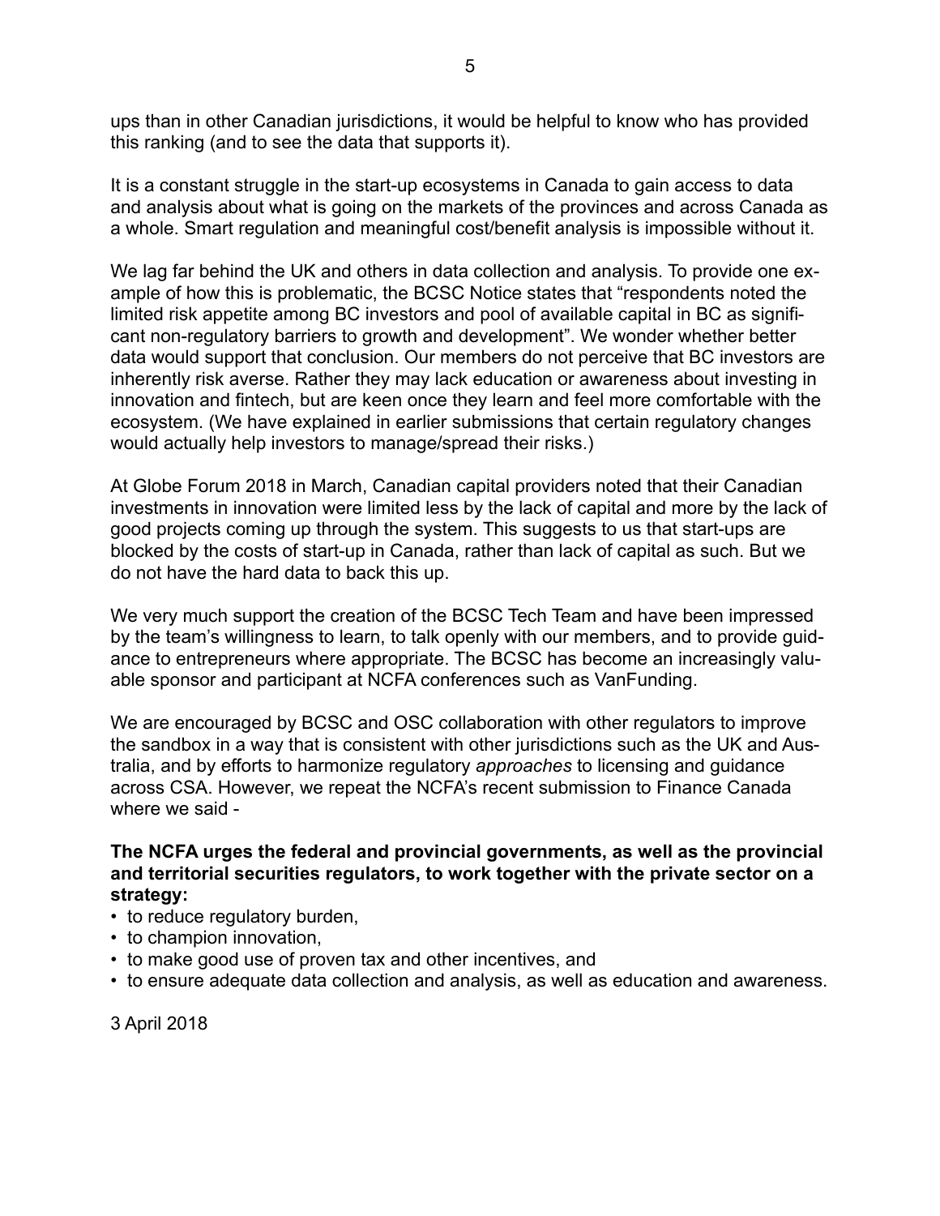ups than in other Canadian jurisdictions, it would be helpful to know who has provided this ranking (and to see the data that supports it).

It is a constant struggle in the start-up ecosystems in Canada to gain access to data and analysis about what is going on the markets of the provinces and across Canada as a whole. Smart regulation and meaningful cost/benefit analysis is impossible without it.

We lag far behind the UK and others in data collection and analysis. To provide one example of how this is problematic, the BCSC Notice states that "respondents noted the limited risk appetite among BC investors and pool of available capital in BC as significant non-regulatory barriers to growth and development". We wonder whether better data would support that conclusion. Our members do not perceive that BC investors are inherently risk averse. Rather they may lack education or awareness about investing in innovation and fintech, but are keen once they learn and feel more comfortable with the ecosystem. (We have explained in earlier submissions that certain regulatory changes would actually help investors to manage/spread their risks.)

At Globe Forum 2018 in March, Canadian capital providers noted that their Canadian investments in innovation were limited less by the lack of capital and more by the lack of good projects coming up through the system. This suggests to us that start-ups are blocked by the costs of start-up in Canada, rather than lack of capital as such. But we do not have the hard data to back this up.

We very much support the creation of the BCSC Tech Team and have been impressed by the team's willingness to learn, to talk openly with our members, and to provide guidance to entrepreneurs where appropriate. The BCSC has become an increasingly valuable sponsor and participant at NCFA conferences such as VanFunding.

We are encouraged by BCSC and OSC collaboration with other regulators to improve the sandbox in a way that is consistent with other jurisdictions such as the UK and Australia, and by efforts to harmonize regulatory *approaches* to licensing and guidance across CSA. However, we repeat the NCFA's recent submission to Finance Canada where we said -

**The NCFA urges the federal and provincial governments, as well as the provincial and territorial securities regulators, to work together with the private sector on a strategy:**

- to reduce regulatory burden,
- to champion innovation,
- to make good use of proven tax and other incentives, and
- to ensure adequate data collection and analysis, as well as education and awareness.

3 April 2018